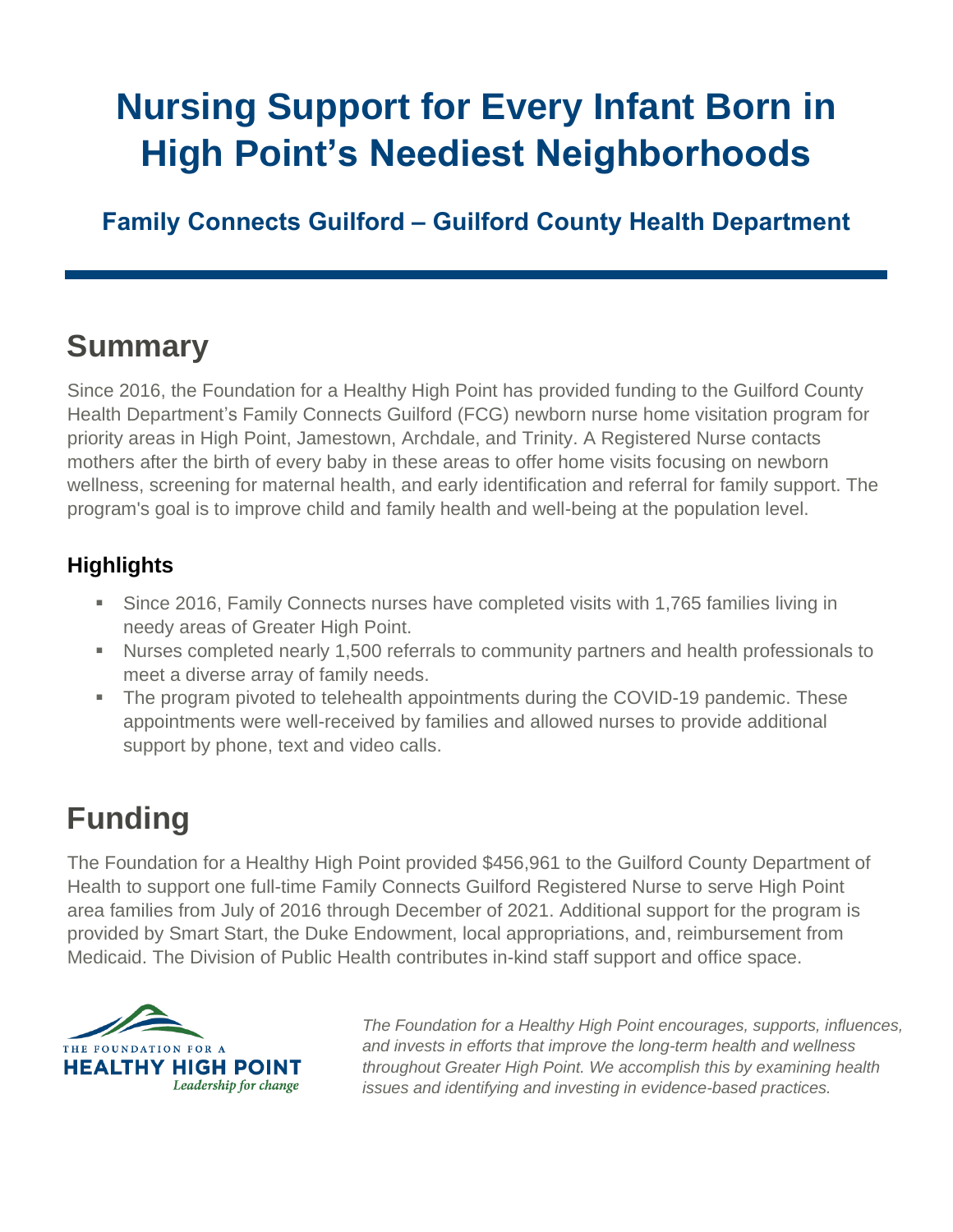# Nursing Support for Every Infant Born in High Point's Neediest Neighborhoods

### Family Connects Guilford – Guilford County Health Department

## Summary

Since 2016, the Foundation for a Healthy High Point has provided funding to the Guilford County Health Department's Family Connects Guilford (FCG) newborn nurse home visitation program for priority areas in High Point, Jamestown, Archdale, and Trinity. A Registered Nurse contacts mothers after the birth of every baby in these areas to offer home visits focusing on newborn wellness, screening for maternal health, and early identification and referral for family support. The program's goal is to improve child and family health and well-being at the population level.

### Highlights

- Since 2016, Family Connects nurses have completed visits with 1,765 families living in needy areas of Greater High Point.
- Nurses completed nearly 1,500 referrals to community partners and health professionals to meet a diverse array of family needs.
- The program pivoted to telehealth appointments during the COVID-19 pandemic. These appointments were well-received by families and allowed nurses to provide additional support by phone, text and video calls.

## Funding

The Foundation for a Healthy High Point provided $456,961 to the Guilford County Department of Health to support one full-time Family Connects Guilford Registered Nurse to serve High Point area families from July of 2016 through December of 2021. Additional support for the program is provided by Smart Start, the Duke Endowment, local appropriations, and, reimbursement from Medicaid. The Division of Public Health contributes in-kind staff support and office space.

THE FOUNDATION FOR A
**HEALTHY HIGH POINT**
*Leadership for change*

*The Foundation for a Healthy High Point encourages, supports, influences, and invests in efforts that improve the long-term health and wellness throughout Greater High Point. We accomplish this by examining health issues and identifying and investing in evidence-based practices.*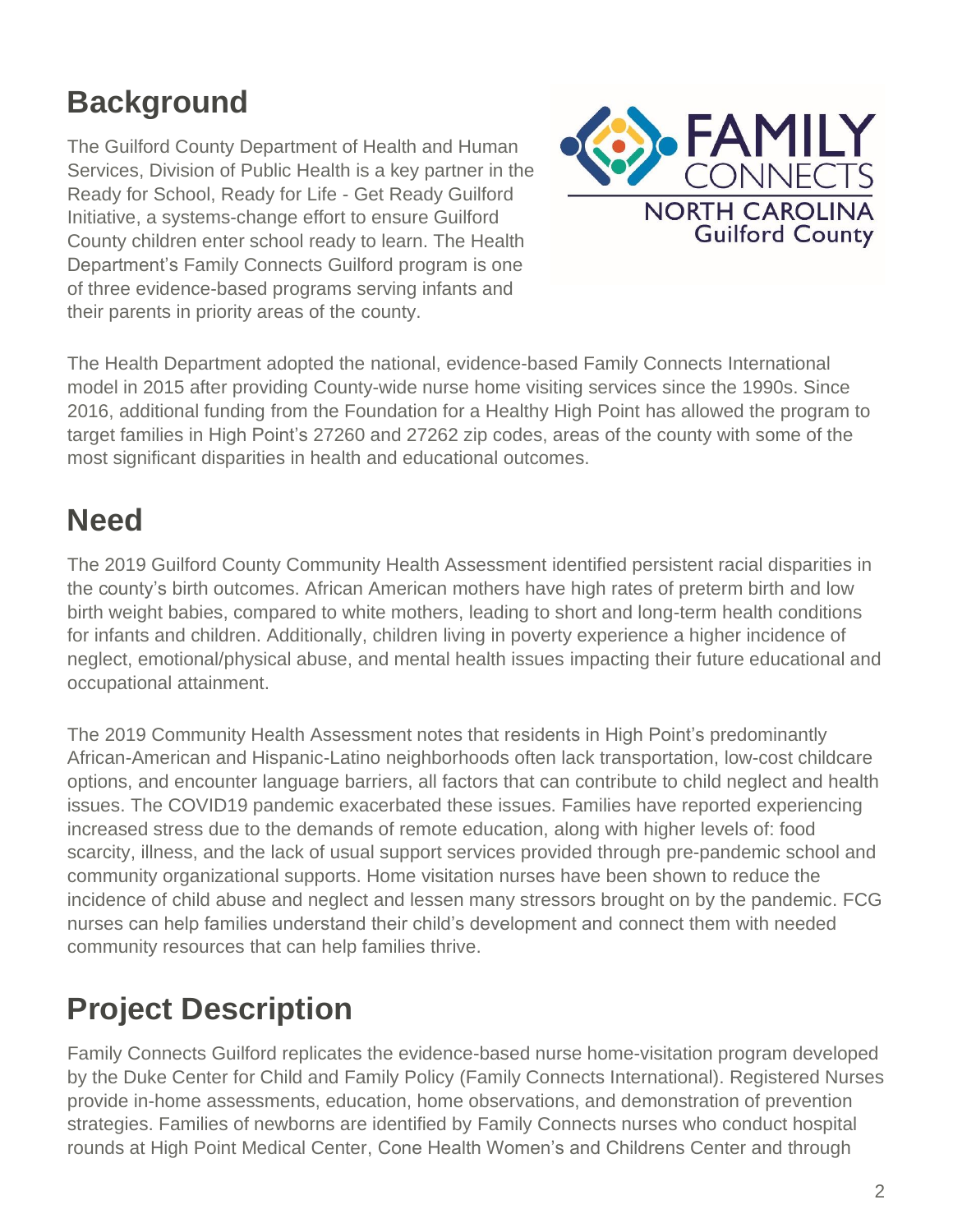## Background

The Guilford County Department of Health and Human Services, Division of Public Health is a key partner in the Ready for School, Ready for Life - Get Ready Guilford Initiative, a systems-change effort to ensure Guilford County children enter school ready to learn. The Health Department's Family Connects Guilford program is one of three evidence-based programs serving infants and their parents in priority areas of the county.

The Health Department adopted the national, evidence-based Family Connects International model in 2015 after providing County-wide nurse home visiting services since the 1990s. Since 2016, additional funding from the Foundation for a Healthy High Point has allowed the program to target families in High Point's 27260 and 27262 zip codes, areas of the county with some of the most significant disparities in health and educational outcomes.

## Need

The 2019 Guilford County Community Health Assessment identified persistent racial disparities in the county's birth outcomes. African American mothers have high rates of preterm birth and low birth weight babies, compared to white mothers, leading to short and long-term health conditions for infants and children. Additionally, children living in poverty experience a higher incidence of neglect, emotional/physical abuse, and mental health issues impacting their future educational and occupational attainment.

The 2019 Community Health Assessment notes that residents in High Point's predominantly African-American and Hispanic-Latino neighborhoods often lack transportation, low-cost childcare options, and encounter language barriers, all factors that can contribute to child neglect and health issues. The COVID19 pandemic exacerbated these issues. Families have reported experiencing increased stress due to the demands of remote education, along with higher levels of: food scarcity, illness, and the lack of usual support services provided through pre-pandemic school and community organizational supports. Home visitation nurses have been shown to reduce the incidence of child abuse and neglect and lessen many stressors brought on by the pandemic. FCG nurses can help families understand their child's development and connect them with needed community resources that can help families thrive.

## Project Description

Family Connects Guilford replicates the evidence-based nurse home-visitation program developed by the Duke Center for Child and Family Policy (Family Connects International). Registered Nurses provide in-home assessments, education, home observations, and demonstration of prevention strategies. Families of newborns are identified by Family Connects nurses who conduct hospital rounds at High Point Medical Center, Cone Health Women's and Childrens Center and through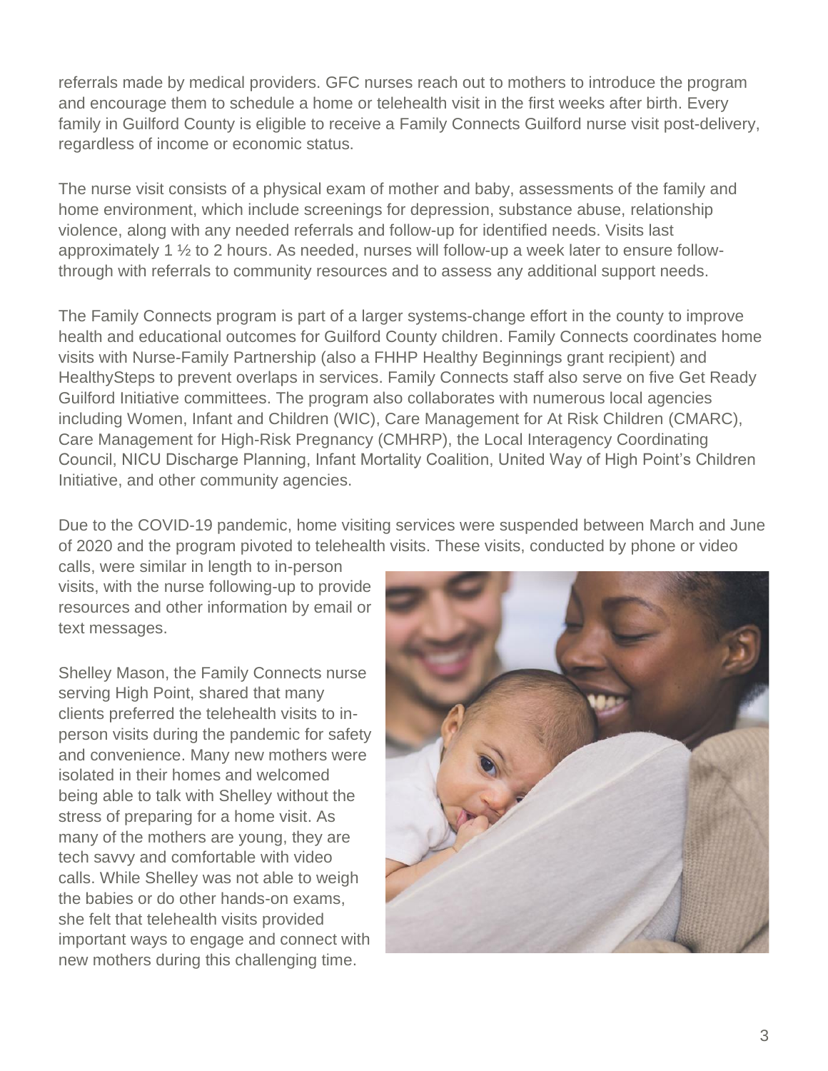referrals made by medical providers. GFC nurses reach out to mothers to introduce the program and encourage them to schedule a home or telehealth visit in the first weeks after birth. Every family in Guilford County is eligible to receive a Family Connects Guilford nurse visit post-delivery, regardless of income or economic status.

The nurse visit consists of a physical exam of mother and baby, assessments of the family and home environment, which include screenings for depression, substance abuse, relationship violence, along with any needed referrals and follow-up for identified needs. Visits last approximately 1 ½ to 2 hours. As needed, nurses will follow-up a week later to ensure follow-through with referrals to community resources and to assess any additional support needs.

The Family Connects program is part of a larger systems-change effort in the county to improve health and educational outcomes for Guilford County children. Family Connects coordinates home visits with Nurse-Family Partnership (also a FHHP Healthy Beginnings grant recipient) and HealthySteps to prevent overlaps in services. Family Connects staff also serve on five Get Ready Guilford Initiative committees. The program also collaborates with numerous local agencies including Women, Infant and Children (WIC), Care Management for At Risk Children (CMARC), Care Management for High-Risk Pregnancy (CMHRP), the Local Interagency Coordinating Council, NICU Discharge Planning, Infant Mortality Coalition, United Way of High Point's Children Initiative, and other community agencies.

Due to the COVID-19 pandemic, home visiting services were suspended between March and June of 2020 and the program pivoted to telehealth visits. These visits, conducted by phone or video calls, were similar in length to in-person visits, with the nurse following-up to provide resources and other information by email or text messages.

Shelley Mason, the Family Connects nurse serving High Point, shared that many clients preferred the telehealth visits to in-person visits during the pandemic for safety and convenience. Many new mothers were isolated in their homes and welcomed being able to talk with Shelley without the stress of preparing for a home visit. As many of the mothers are young, they are tech savvy and comfortable with video calls. While Shelley was not able to weigh the babies or do other hands-on exams, she felt that telehealth visits provided important ways to engage and connect with new mothers during this challenging time.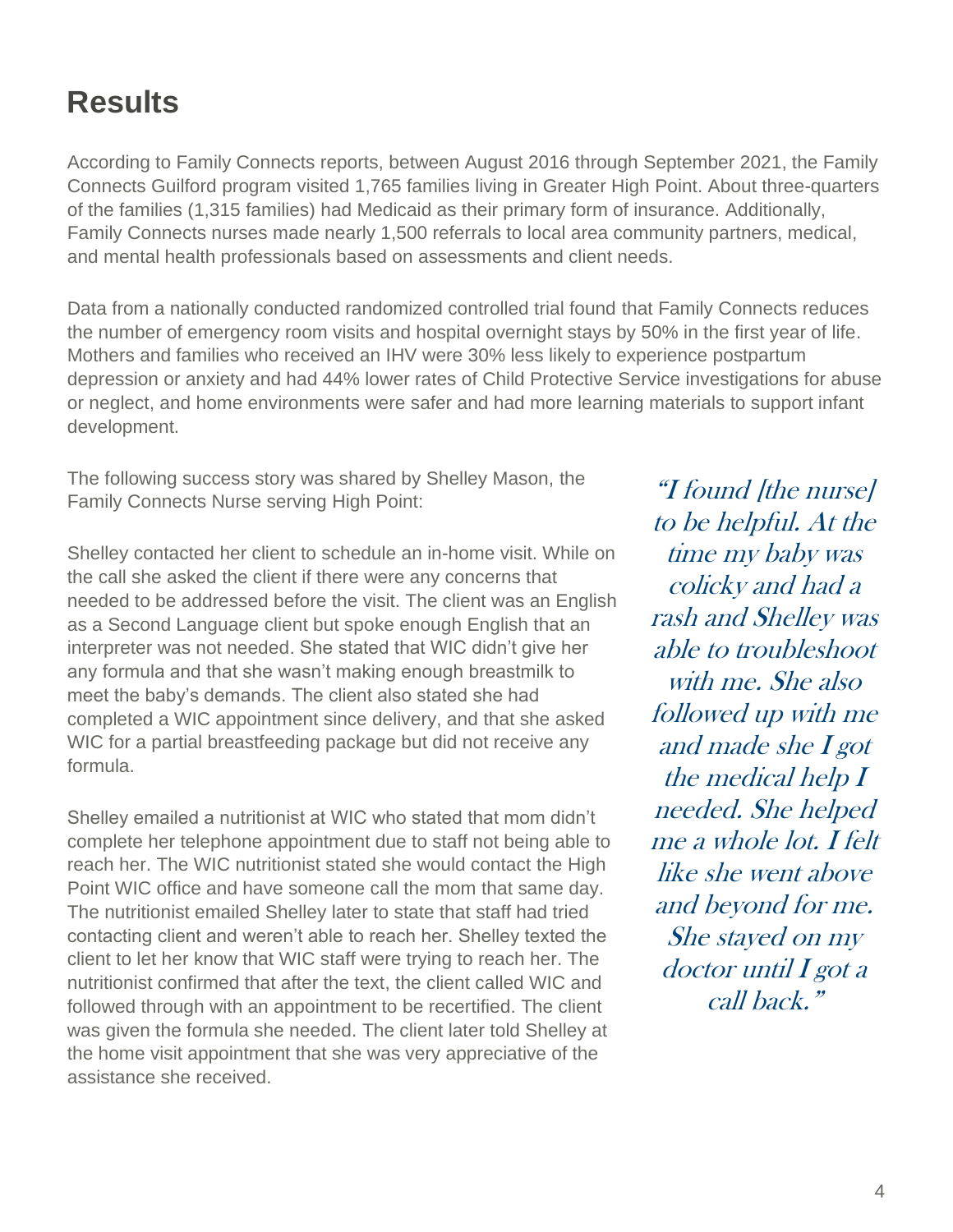# Results

According to Family Connects reports, between August 2016 through September 2021, the Family Connects Guilford program visited 1,765 families living in Greater High Point. About three-quarters of the families (1,315 families) had Medicaid as their primary form of insurance. Additionally, Family Connects nurses made nearly 1,500 referrals to local area community partners, medical, and mental health professionals based on assessments and client needs.

Data from a nationally conducted randomized controlled trial found that Family Connects reduces the number of emergency room visits and hospital overnight stays by 50% in the first year of life. Mothers and families who received an IHV were 30% less likely to experience postpartum depression or anxiety and had 44% lower rates of Child Protective Service investigations for abuse or neglect, and home environments were safer and had more learning materials to support infant development.

The following success story was shared by Shelley Mason, the Family Connects Nurse serving High Point:

Shelley contacted her client to schedule an in-home visit. While on the call she asked the client if there were any concerns that needed to be addressed before the visit. The client was an English as a Second Language client but spoke enough English that an interpreter was not needed. She stated that WIC didn't give her any formula and that she wasn't making enough breastmilk to meet the baby's demands. The client also stated she had completed a WIC appointment since delivery, and that she asked WIC for a partial breastfeeding package but did not receive any formula.

Shelley emailed a nutritionist at WIC who stated that mom didn't complete her telephone appointment due to staff not being able to reach her. The WIC nutritionist stated she would contact the High Point WIC office and have someone call the mom that same day. The nutritionist emailed Shelley later to state that staff had tried contacting client and weren't able to reach her. Shelley texted the client to let her know that WIC staff were trying to reach her. The nutritionist confirmed that after the text, the client called WIC and followed through with an appointment to be recertified. The client was given the formula she needed. The client later told Shelley at the home visit appointment that she was very appreciative of the assistance she received.

> *"I found [the nurse] to be helpful. At the time my baby was colicky and had a rash and Shelley was able to troubleshoot with me. She also followed up with me and made she I got the medical help I needed. She helped me a whole lot. I felt like she went above and beyond for me. She stayed on my doctor until I got a call back."*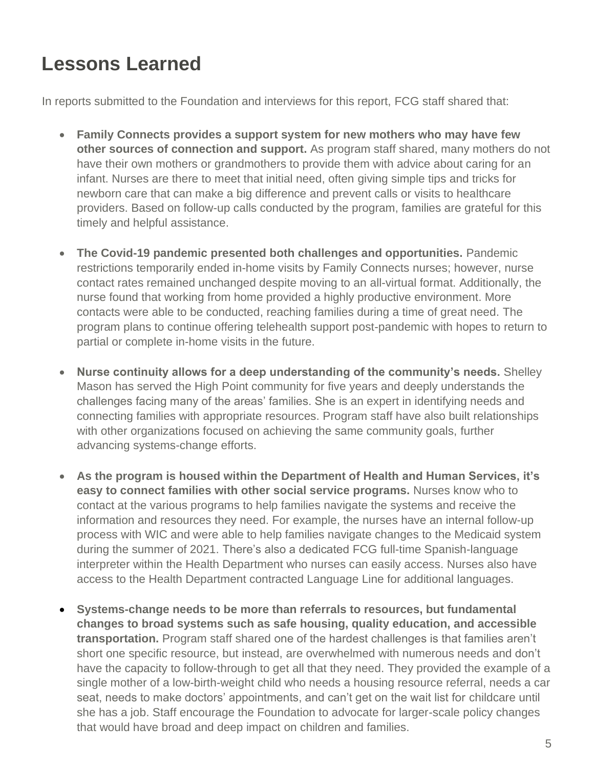# Lessons Learned

In reports submitted to the Foundation and interviews for this report, FCG staff shared that:

- **Family Connects provides a support system for new mothers who may have few other sources of connection and support.** As program staff shared, many mothers do not have their own mothers or grandmothers to provide them with advice about caring for an infant. Nurses are there to meet that initial need, often giving simple tips and tricks for newborn care that can make a big difference and prevent calls or visits to healthcare providers. Based on follow-up calls conducted by the program, families are grateful for this timely and helpful assistance.

- **The Covid-19 pandemic presented both challenges and opportunities.** Pandemic restrictions temporarily ended in-home visits by Family Connects nurses; however, nurse contact rates remained unchanged despite moving to an all-virtual format. Additionally, the nurse found that working from home provided a highly productive environment. More contacts were able to be conducted, reaching families during a time of great need. The program plans to continue offering telehealth support post-pandemic with hopes to return to partial or complete in-home visits in the future.

- **Nurse continuity allows for a deep understanding of the community's needs.** Shelley Mason has served the High Point community for five years and deeply understands the challenges facing many of the areas' families. She is an expert in identifying needs and connecting families with appropriate resources. Program staff have also built relationships with other organizations focused on achieving the same community goals, further advancing systems-change efforts.

- **As the program is housed within the Department of Health and Human Services, it's easy to connect families with other social service programs.** Nurses know who to contact at the various programs to help families navigate the systems and receive the information and resources they need. For example, the nurses have an internal follow-up process with WIC and were able to help families navigate changes to the Medicaid system during the summer of 2021. There's also a dedicated FCG full-time Spanish-language interpreter within the Health Department who nurses can easily access. Nurses also have access to the Health Department contracted Language Line for additional languages.

- **Systems-change needs to be more than referrals to resources, but fundamental changes to broad systems such as safe housing, quality education, and accessible transportation.** Program staff shared one of the hardest challenges is that families aren't short one specific resource, but instead, are overwhelmed with numerous needs and don't have the capacity to follow-through to get all that they need. They provided the example of a single mother of a low-birth-weight child who needs a housing resource referral, needs a car seat, needs to make doctors' appointments, and can't get on the wait list for childcare until she has a job. Staff encourage the Foundation to advocate for larger-scale policy changes that would have broad and deep impact on children and families.